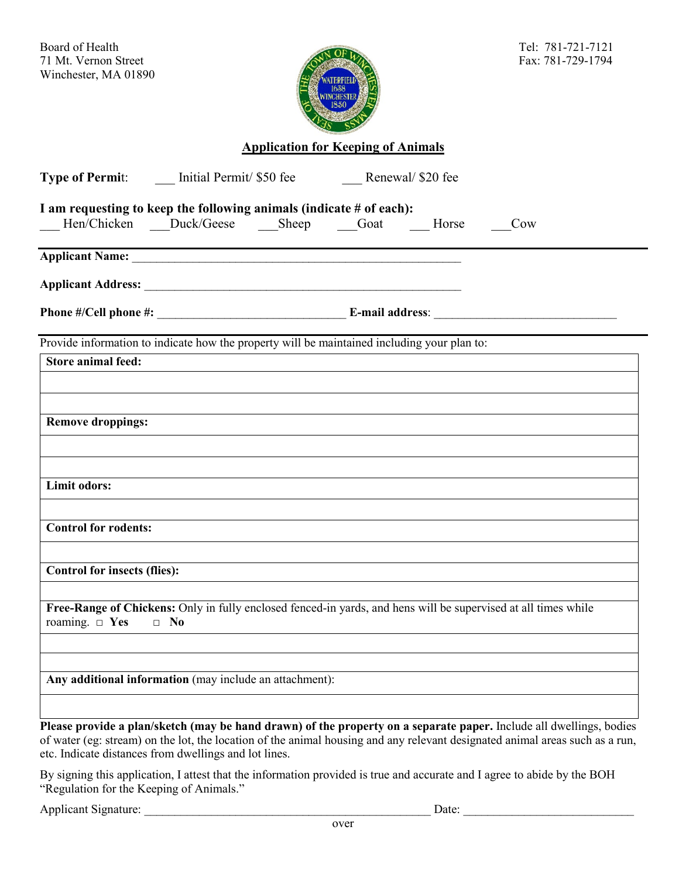Board of Health
71 Mt. Vernon Street
Winchester, MA 01890

Tel: 781-721-7121
Fax: 781-729-1794

## Application for Keeping of Animals

**Type of Permit**: ___ Initial Permit/ $50 fee ___ Renewal/ $20 fee

**I am requesting to keep the following animals (indicate # of each):**

___ Hen/Chicken ___Duck/Geese ___Sheep ___Goat ___ Horse ___Cow

**Applicant Name:** ______________________________________________________

**Applicant Address:** ____________________________________________________

**Phone #/Cell phone #:** ______________________________ **E-mail address**: ____________________________

Provide information to indicate how the property will be maintained including your plan to:

| **Store animal feed:** |
|---|
| |
| |
| **Remove droppings:** |
| |
| |
| **Limit odors:** |
| |
| **Control for rodents:** |
| |
| **Control for insects (flies):** |
| |
| **Free-Range of Chickens:** Only in fully enclosed fenced-in yards, and hens will be supervised at all times while roaming. □ **Yes** □ **No** |
| |
| |
| **Any additional information** (may include an attachment): |
| |

**Please provide a plan/sketch (may be hand drawn) of the property on a separate paper.** Include all dwellings, bodies of water (eg: stream) on the lot, the location of the animal housing and any relevant designated animal areas such as a run, etc. Indicate distances from dwellings and lot lines.

By signing this application, I attest that the information provided is true and accurate and I agree to abide by the BOH "Regulation for the Keeping of Animals."

Applicant Signature: _______________________________________________ Date: ___________________________

over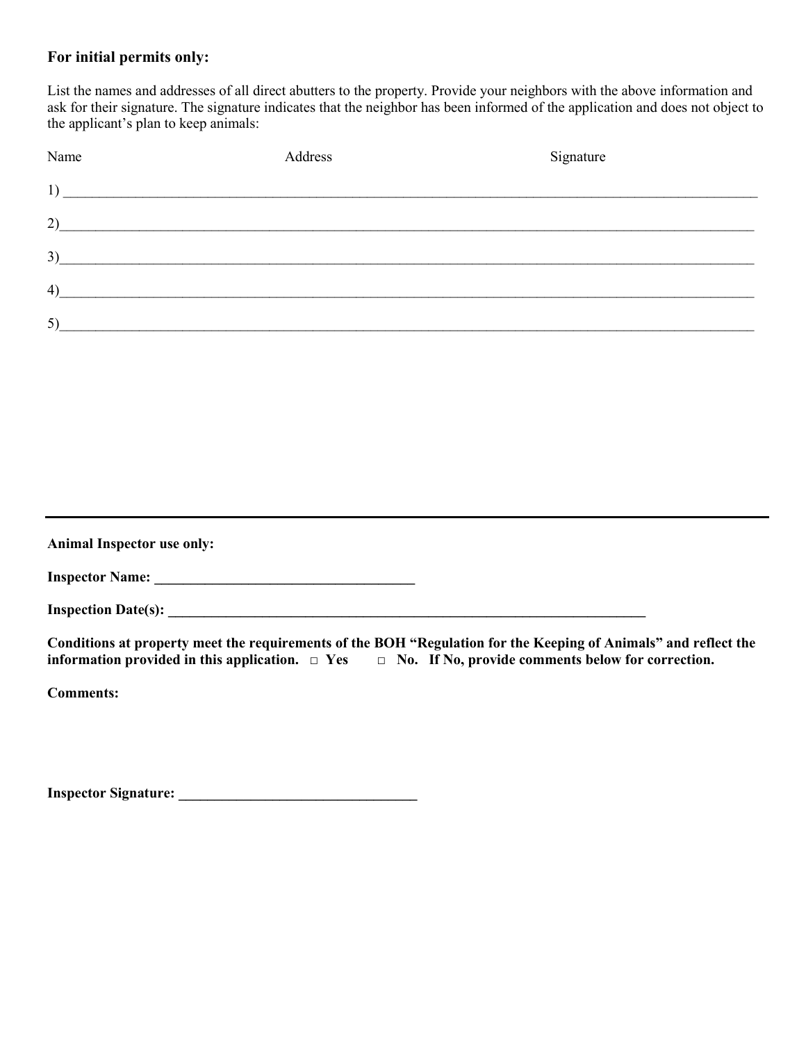**For initial permits only:**

List the names and addresses of all direct abutters to the property. Provide your neighbors with the above information and ask for their signature. The signature indicates that the neighbor has been informed of the application and does not object to the applicant's plan to keep animals:

| Name | Address | Signature |
|---|---|---|
| 1) | | |
| 2) | | |
| 3) | | |
| 4) | | |
| 5) | | |

---

**Animal Inspector use only:**

**Inspector Name: ____________________________________**

**Inspection Date(s): ______________________________________________________________________**

**Conditions at property meet the requirements of the BOH "Regulation for the Keeping of Animals" and reflect the information provided in this application. □ Yes □ No. If No, provide comments below for correction.**

**Comments:**

**Inspector Signature: __________________________________**